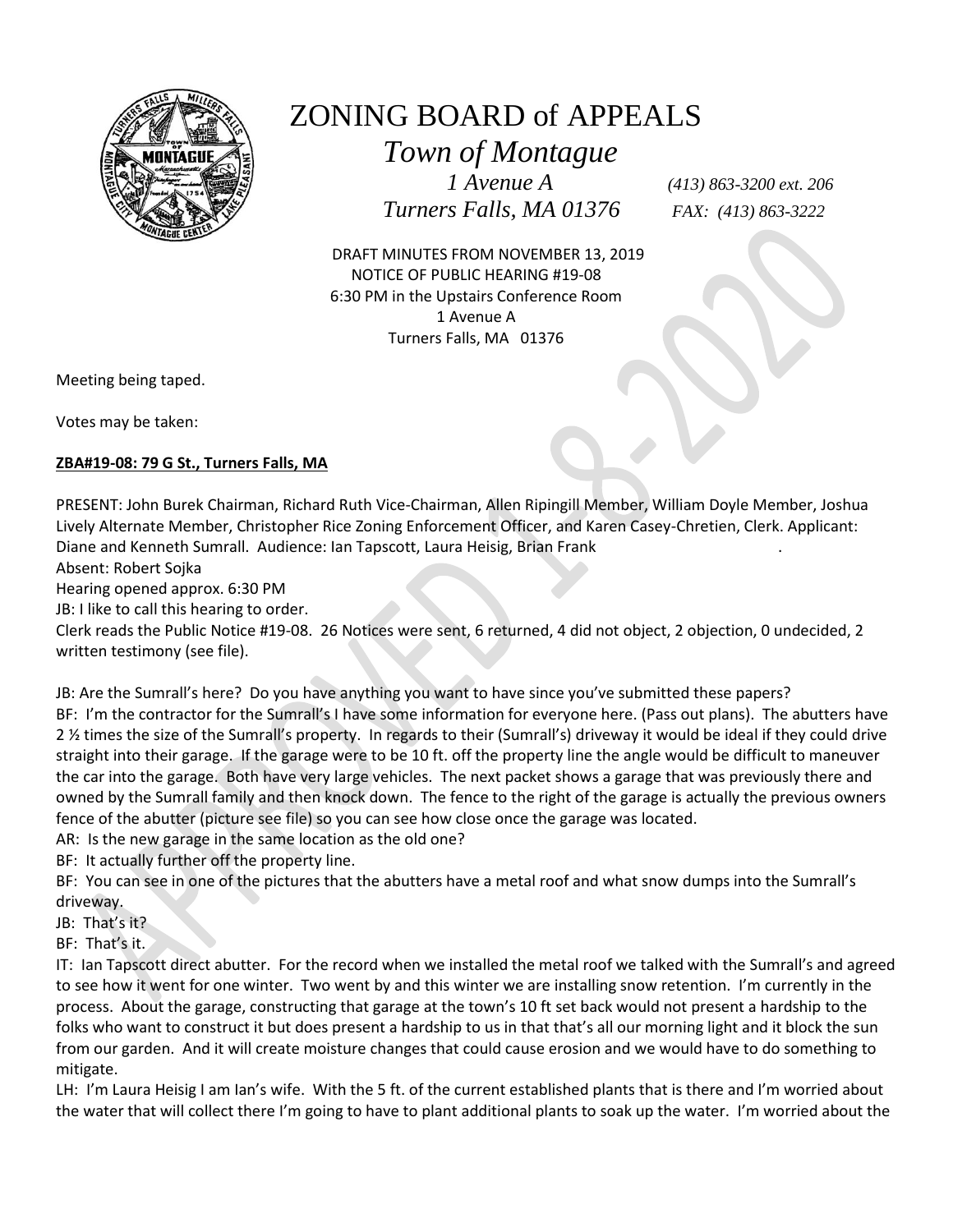# ZONING BOARD of APPEALS

## *Town of Montague*

*1 Avenue A* *(413) 863-3200 ext. 206*

*Turners Falls, MA 01376* *FAX: (413) 863-3222*

DRAFT MINUTES FROM NOVEMBER 13, 2019
NOTICE OF PUBLIC HEARING #19-08
6:30 PM in the Upstairs Conference Room
1 Avenue A
Turners Falls, MA 01376

Meeting being taped.

Votes may be taken:

**ZBA#19-08: 79 G St., Turners Falls, MA**

PRESENT: John Burek Chairman, Richard Ruth Vice-Chairman, Allen Ripingill Member, William Doyle Member, Joshua Lively Alternate Member, Christopher Rice Zoning Enforcement Officer, and Karen Casey-Chretien, Clerk. Applicant: Diane and Kenneth Sumrall. Audience: Ian Tapscott, Laura Heisig, Brian Frank .

Absent: Robert Sojka

Hearing opened approx. 6:30 PM

JB: I like to call this hearing to order.

Clerk reads the Public Notice #19-08. 26 Notices were sent, 6 returned, 4 did not object, 2 objection, 0 undecided, 2 written testimony (see file).

JB: Are the Sumrall's here? Do you have anything you want to have since you've submitted these papers?

BF: I'm the contractor for the Sumrall's I have some information for everyone here. (Pass out plans). The abutters have 2 ½ times the size of the Sumrall's property. In regards to their (Sumrall's) driveway it would be ideal if they could drive straight into their garage. If the garage were to be 10 ft. off the property line the angle would be difficult to maneuver the car into the garage. Both have very large vehicles. The next packet shows a garage that was previously there and owned by the Sumrall family and then knock down. The fence to the right of the garage is actually the previous owners fence of the abutter (picture see file) so you can see how close once the garage was located.

AR: Is the new garage in the same location as the old one?

BF: It actually further off the property line.

BF: You can see in one of the pictures that the abutters have a metal roof and what snow dumps into the Sumrall's driveway.

JB: That's it?

BF: That's it.

IT: Ian Tapscott direct abutter. For the record when we installed the metal roof we talked with the Sumrall's and agreed to see how it went for one winter. Two went by and this winter we are installing snow retention. I'm currently in the process. About the garage, constructing that garage at the town's 10 ft set back would not present a hardship to the folks who want to construct it but does present a hardship to us in that that's all our morning light and it block the sun from our garden. And it will create moisture changes that could cause erosion and we would have to do something to mitigate.

LH: I'm Laura Heisig I am Ian's wife. With the 5 ft. of the current established plants that is there and I'm worried about the water that will collect there I'm going to have to plant additional plants to soak up the water. I'm worried about the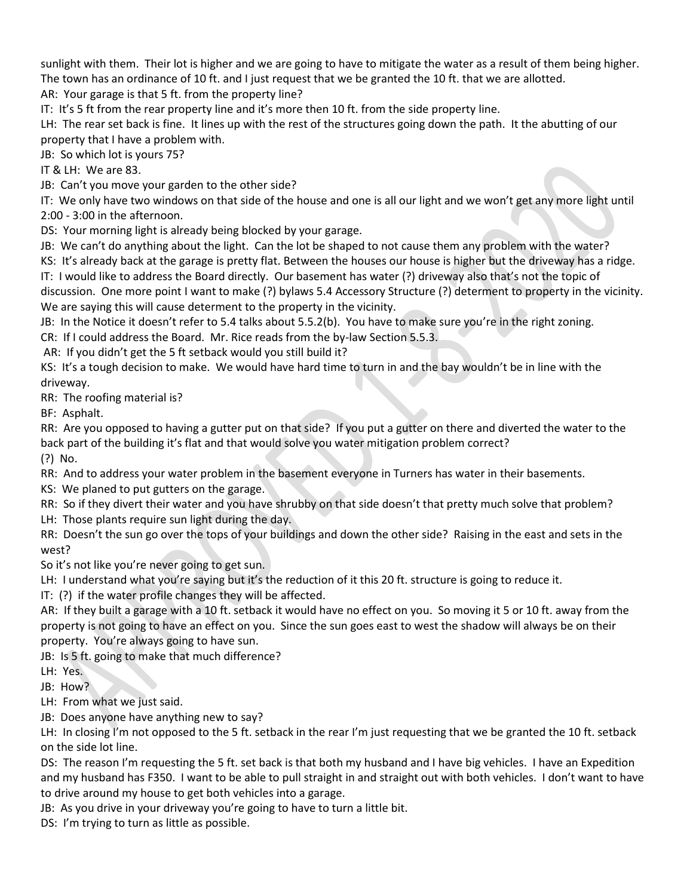sunlight with them. Their lot is higher and we are going to have to mitigate the water as a result of them being higher. The town has an ordinance of 10 ft. and I just request that we be granted the 10 ft. that we are allotted.

AR: Your garage is that 5 ft. from the property line?

IT: It's 5 ft from the rear property line and it's more then 10 ft. from the side property line.

LH: The rear set back is fine. It lines up with the rest of the structures going down the path. It the abutting of our property that I have a problem with.

JB: So which lot is yours 75?

IT & LH: We are 83.

JB: Can't you move your garden to the other side?

IT: We only have two windows on that side of the house and one is all our light and we won't get any more light until 2:00 - 3:00 in the afternoon.

DS: Your morning light is already being blocked by your garage.

JB: We can't do anything about the light. Can the lot be shaped to not cause them any problem with the water?

KS: It's already back at the garage is pretty flat. Between the houses our house is higher but the driveway has a ridge.

IT: I would like to address the Board directly. Our basement has water (?) driveway also that's not the topic of discussion. One more point I want to make (?) bylaws 5.4 Accessory Structure (?) determent to property in the vicinity. We are saying this will cause determent to the property in the vicinity.

JB: In the Notice it doesn't refer to 5.4 talks about 5.5.2(b). You have to make sure you're in the right zoning.

CR: If I could address the Board. Mr. Rice reads from the by-law Section 5.5.3.

AR: If you didn't get the 5 ft setback would you still build it?

KS: It's a tough decision to make. We would have hard time to turn in and the bay wouldn't be in line with the driveway.

RR: The roofing material is?

BF: Asphalt.

RR: Are you opposed to having a gutter put on that side? If you put a gutter on there and diverted the water to the back part of the building it's flat and that would solve you water mitigation problem correct?

(?) No.

RR: And to address your water problem in the basement everyone in Turners has water in their basements.

KS: We planed to put gutters on the garage.

RR: So if they divert their water and you have shrubby on that side doesn't that pretty much solve that problem?

LH: Those plants require sun light during the day.

RR: Doesn't the sun go over the tops of your buildings and down the other side? Raising in the east and sets in the west?

So it's not like you're never going to get sun.

LH: I understand what you're saying but it's the reduction of it this 20 ft. structure is going to reduce it.

IT: (?) if the water profile changes they will be affected.

AR: If they built a garage with a 10 ft. setback it would have no effect on you. So moving it 5 or 10 ft. away from the property is not going to have an effect on you. Since the sun goes east to west the shadow will always be on their property. You're always going to have sun.

JB: Is 5 ft. going to make that much difference?

LH: Yes.

JB: How?

LH: From what we just said.

JB: Does anyone have anything new to say?

LH: In closing I'm not opposed to the 5 ft. setback in the rear I'm just requesting that we be granted the 10 ft. setback on the side lot line.

DS: The reason I'm requesting the 5 ft. set back is that both my husband and I have big vehicles. I have an Expedition and my husband has F350. I want to be able to pull straight in and straight out with both vehicles. I don't want to have to drive around my house to get both vehicles into a garage.

JB: As you drive in your driveway you're going to have to turn a little bit.

DS: I'm trying to turn as little as possible.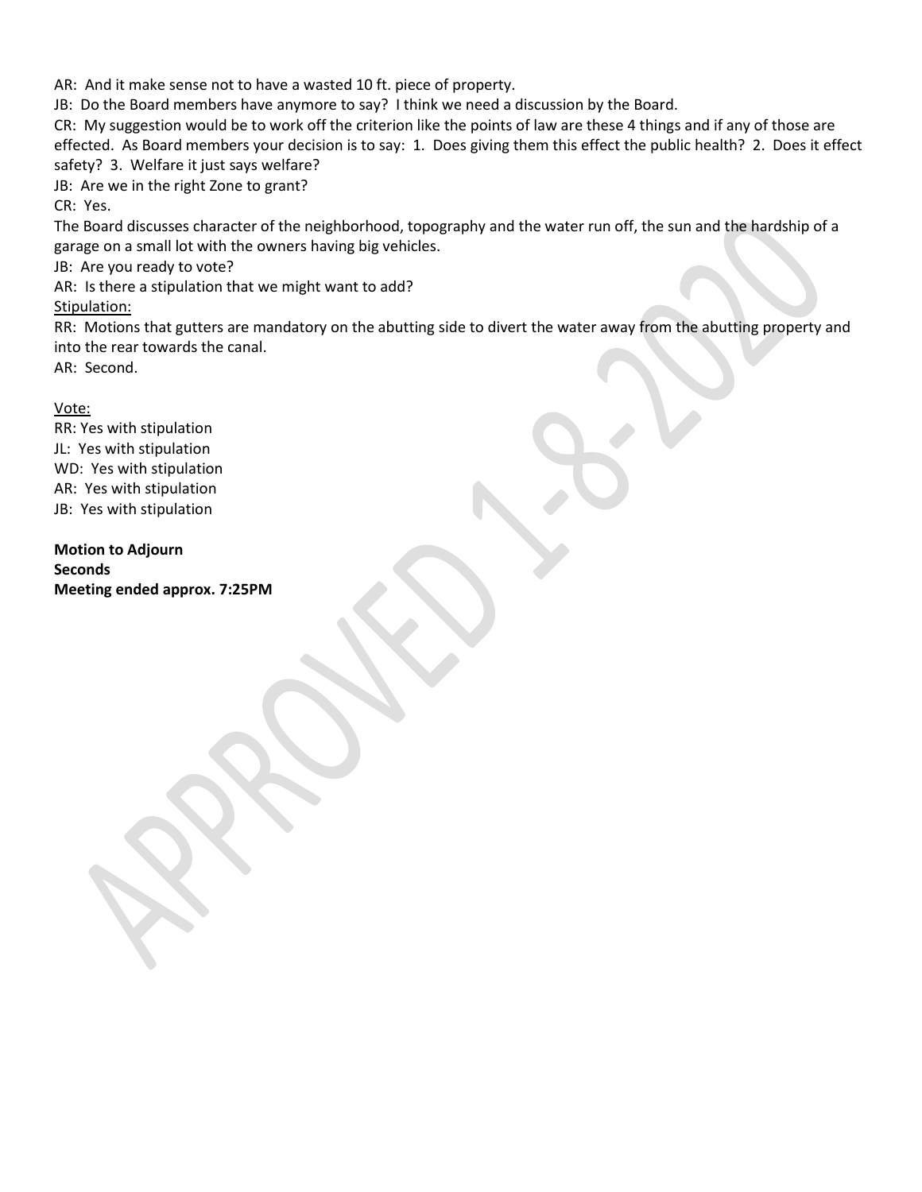AR: And it make sense not to have a wasted 10 ft. piece of property.

JB: Do the Board members have anymore to say? I think we need a discussion by the Board.

CR: My suggestion would be to work off the criterion like the points of law are these 4 things and if any of those are effected. As Board members your decision is to say: 1. Does giving them this effect the public health? 2. Does it effect safety? 3. Welfare it just says welfare?

JB: Are we in the right Zone to grant?

CR: Yes.

The Board discusses character of the neighborhood, topography and the water run off, the sun and the hardship of a garage on a small lot with the owners having big vehicles.

JB: Are you ready to vote?

AR: Is there a stipulation that we might want to add?

Stipulation:

RR: Motions that gutters are mandatory on the abutting side to divert the water away from the abutting property and into the rear towards the canal.

AR: Second.

Vote:

RR: Yes with stipulation
JL: Yes with stipulation
WD: Yes with stipulation
AR: Yes with stipulation
JB: Yes with stipulation

**Motion to Adjourn**
**Seconds**
**Meeting ended approx. 7:25PM**

APPROVED 1-8-2020